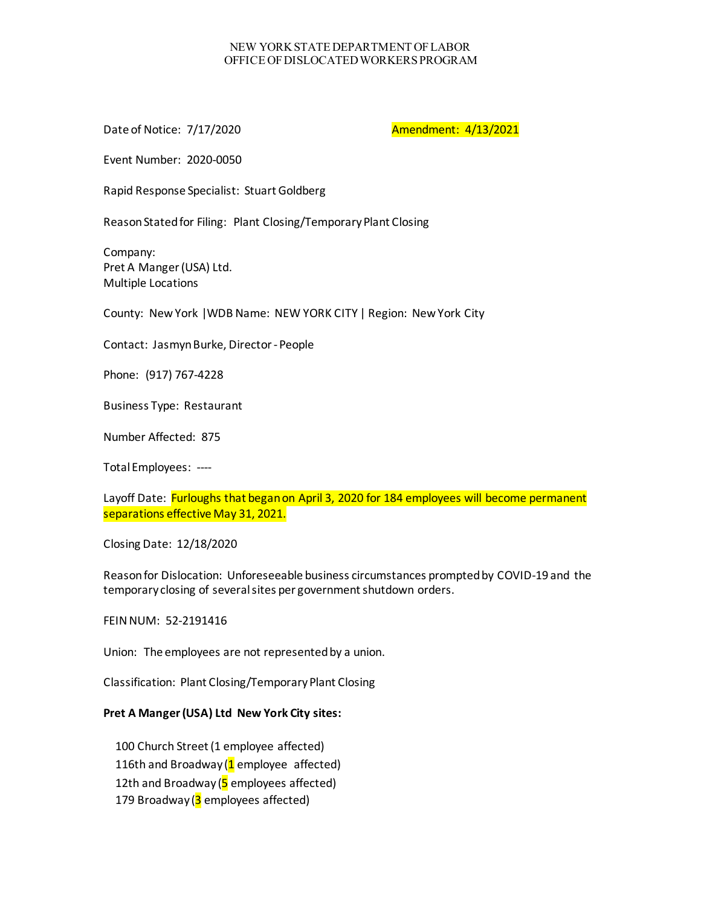NEW YORK STATE DEPARTMENT OF LABOR
OFFICE OF DISLOCATED WORKERS PROGRAM

Date of Notice: 7/17/2020 Amendment: 4/13/2021

Event Number: 2020-0050

Rapid Response Specialist: Stuart Goldberg

Reason Stated for Filing: Plant Closing/Temporary Plant Closing

Company:
Pret A Manger (USA) Ltd.
Multiple Locations

County: New York |WDB Name: NEW YORK CITY | Region: New York City

Contact: Jasmyn Burke, Director - People

Phone: (917) 767-4228

Business Type: Restaurant

Number Affected: 875

Total Employees: ----

Layoff Date: Furloughs that began on April 3, 2020 for 184 employees will become permanent separations effective May 31, 2021.

Closing Date: 12/18/2020

Reason for Dislocation: Unforeseeable business circumstances prompted by COVID-19 and the temporary closing of several sites per government shutdown orders.

FEIN NUM: 52-2191416

Union: The employees are not represented by a union.

Classification: Plant Closing/Temporary Plant Closing

**Pret A Manger (USA) Ltd New York City sites:**

100 Church Street (1 employee affected)
116th and Broadway (1 employee affected)
12th and Broadway (5 employees affected)
179 Broadway (3 employees affected)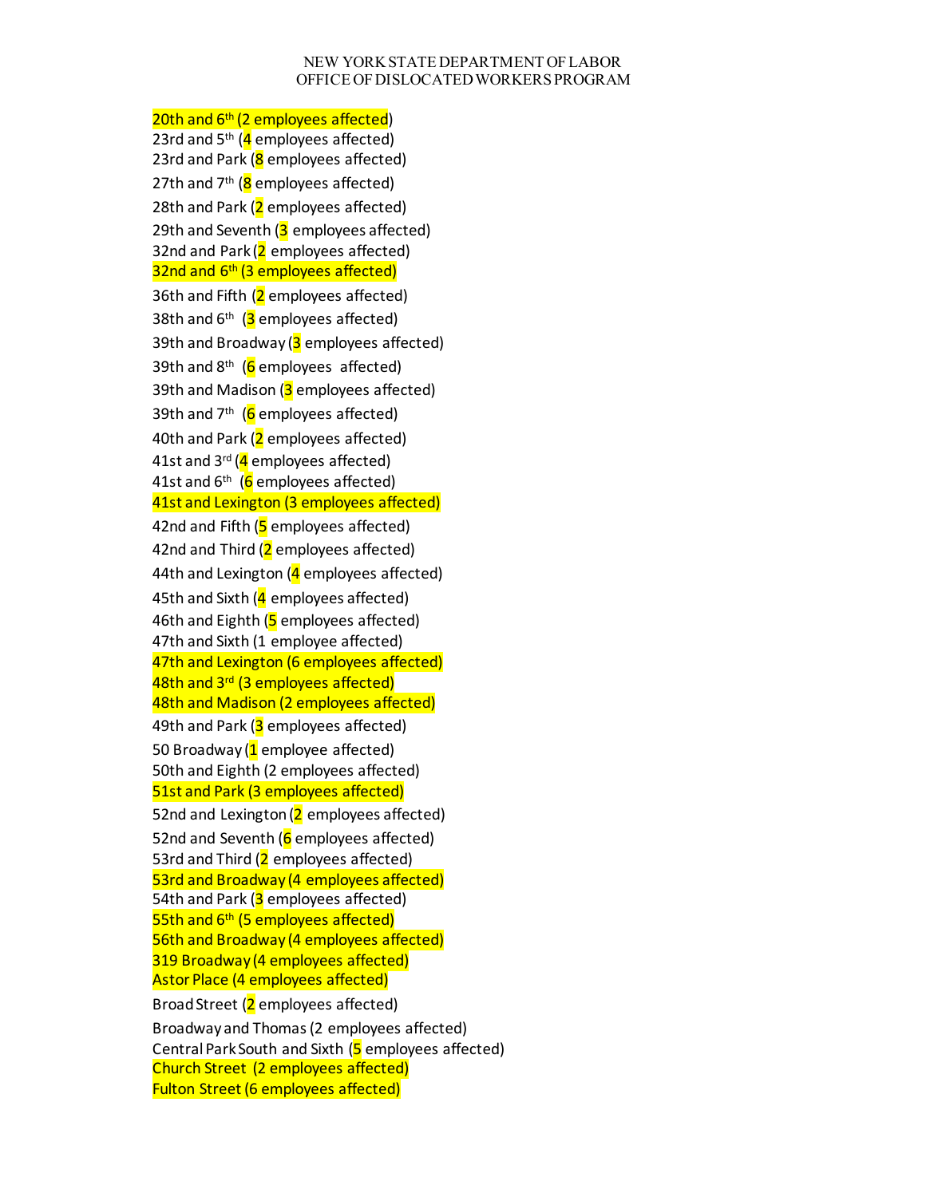NEW YORK STATE DEPARTMENT OF LABOR
OFFICE OF DISLOCATED WORKERS PROGRAM

20th and 6th (2 employees affected)
23rd and 5th (4 employees affected)
23rd and Park (8 employees affected)
27th and 7th (8 employees affected)
28th and Park (2 employees affected)
29th and Seventh (3 employees affected)
32nd and Park (2 employees affected)
32nd and 6th (3 employees affected)
36th and Fifth (2 employees affected)
38th and 6th (3 employees affected)
39th and Broadway (3 employees affected)
39th and 8th (6 employees affected)
39th and Madison (3 employees affected)
39th and 7th (6 employees affected)
40th and Park (2 employees affected)
41st and 3rd (4 employees affected)
41st and 6th (6 employees affected)
41st and Lexington (3 employees affected)
42nd and Fifth (5 employees affected)
42nd and Third (2 employees affected)
44th and Lexington (4 employees affected)
45th and Sixth (4 employees affected)
46th and Eighth (5 employees affected)
47th and Sixth (1 employee affected)
47th and Lexington (6 employees affected)
48th and 3rd (3 employees affected)
48th and Madison (2 employees affected)
49th and Park (3 employees affected)
50 Broadway (1 employee affected)
50th and Eighth (2 employees affected)
51st and Park (3 employees affected)
52nd and Lexington (2 employees affected)
52nd and Seventh (6 employees affected)
53rd and Third (2 employees affected)
53rd and Broadway (4 employees affected)
54th and Park (3 employees affected)
55th and 6th (5 employees affected)
56th and Broadway (4 employees affected)
319 Broadway (4 employees affected)
Astor Place (4 employees affected)
Broad Street (2 employees affected)
Broadway and Thomas (2 employees affected)
Central Park South and Sixth (5 employees affected)
Church Street (2 employees affected)
Fulton Street (6 employees affected)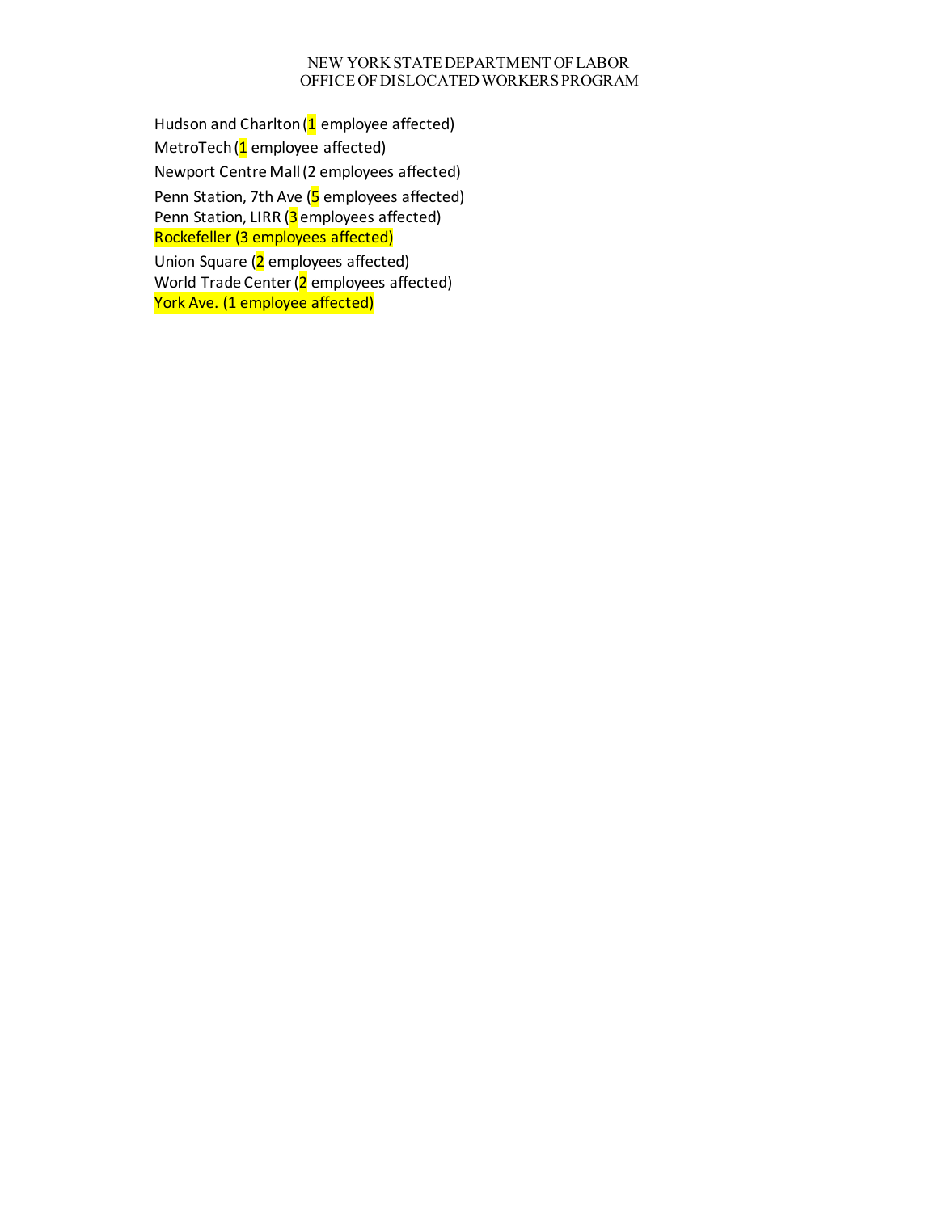NEW YORK STATE DEPARTMENT OF LABOR
OFFICE OF DISLOCATED WORKERS PROGRAM

Hudson and Charlton (1 employee affected)
MetroTech (1 employee affected)
Newport Centre Mall (2 employees affected)
Penn Station, 7th Ave (5 employees affected)
Penn Station, LIRR (3 employees affected)
Rockefeller (3 employees affected)
Union Square (2 employees affected)
World Trade Center (2 employees affected)
York Ave. (1 employee affected)